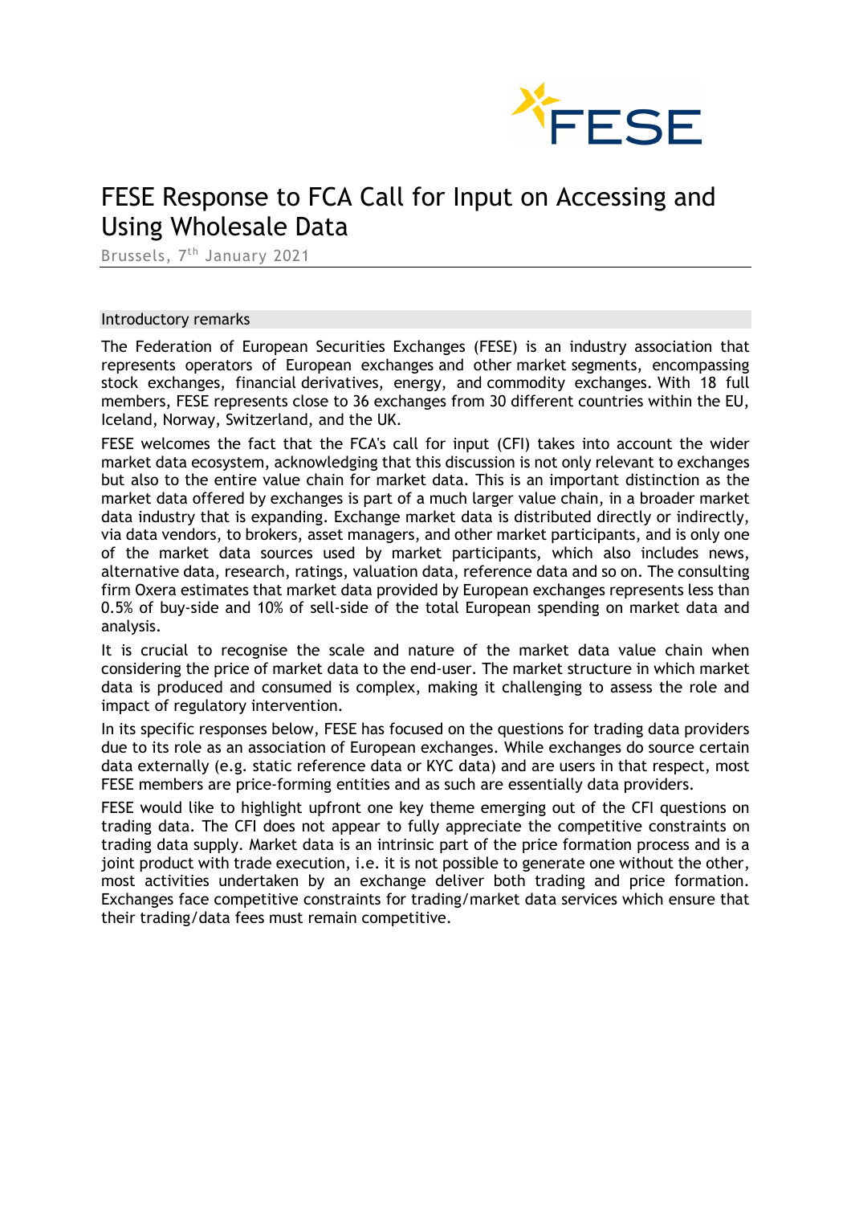# FESE Response to FCA Call for Input on Accessing and Using Wholesale Data

Brussels, 7th January 2021

## Introductory remarks

The Federation of European Securities Exchanges (FESE) is an industry association that represents operators of European exchanges and other market segments, encompassing stock exchanges, financial derivatives, energy, and commodity exchanges. With 18 full members, FESE represents close to 36 exchanges from 30 different countries within the EU, Iceland, Norway, Switzerland, and the UK.

FESE welcomes the fact that the FCA's call for input (CFI) takes into account the wider market data ecosystem, acknowledging that this discussion is not only relevant to exchanges but also to the entire value chain for market data. This is an important distinction as the market data offered by exchanges is part of a much larger value chain, in a broader market data industry that is expanding. Exchange market data is distributed directly or indirectly, via data vendors, to brokers, asset managers, and other market participants, and is only one of the market data sources used by market participants, which also includes news, alternative data, research, ratings, valuation data, reference data and so on. The consulting firm Oxera estimates that market data provided by European exchanges represents less than 0.5% of buy-side and 10% of sell-side of the total European spending on market data and analysis.

It is crucial to recognise the scale and nature of the market data value chain when considering the price of market data to the end-user. The market structure in which market data is produced and consumed is complex, making it challenging to assess the role and impact of regulatory intervention.

In its specific responses below, FESE has focused on the questions for trading data providers due to its role as an association of European exchanges. While exchanges do source certain data externally (e.g. static reference data or KYC data) and are users in that respect, most FESE members are price-forming entities and as such are essentially data providers.

FESE would like to highlight upfront one key theme emerging out of the CFI questions on trading data. The CFI does not appear to fully appreciate the competitive constraints on trading data supply. Market data is an intrinsic part of the price formation process and is a joint product with trade execution, i.e. it is not possible to generate one without the other, most activities undertaken by an exchange deliver both trading and price formation. Exchanges face competitive constraints for trading/market data services which ensure that their trading/data fees must remain competitive.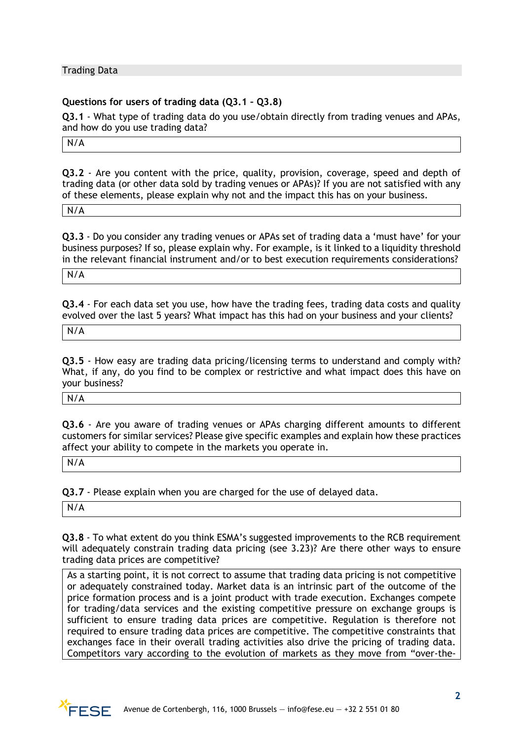## Trading Data

**Questions for users of trading data (Q3.1 – Q3.8)**

**Q3.1** - What type of trading data do you use/obtain directly from trading venues and APAs, and how do you use trading data?

N/A

**Q3.2** - Are you content with the price, quality, provision, coverage, speed and depth of trading data (or other data sold by trading venues or APAs)? If you are not satisfied with any of these elements, please explain why not and the impact this has on your business.

N/A

**Q3.3** - Do you consider any trading venues or APAs set of trading data a 'must have' for your business purposes? If so, please explain why. For example, is it linked to a liquidity threshold in the relevant financial instrument and/or to best execution requirements considerations?

N/A

**Q3.4** - For each data set you use, how have the trading fees, trading data costs and quality evolved over the last 5 years? What impact has this had on your business and your clients?

N/A

**Q3.5** - How easy are trading data pricing/licensing terms to understand and comply with? What, if any, do you find to be complex or restrictive and what impact does this have on your business?

N/A

**Q3.6** - Are you aware of trading venues or APAs charging different amounts to different customers for similar services? Please give specific examples and explain how these practices affect your ability to compete in the markets you operate in.

N/A

**Q3.7** - Please explain when you are charged for the use of delayed data.

N/A

**Q3.8** - To what extent do you think ESMA's suggested improvements to the RCB requirement will adequately constrain trading data pricing (see 3.23)? Are there other ways to ensure trading data prices are competitive?

As a starting point, it is not correct to assume that trading data pricing is not competitive or adequately constrained today. Market data is an intrinsic part of the outcome of the price formation process and is a joint product with trade execution. Exchanges compete for trading/data services and the existing competitive pressure on exchange groups is sufficient to ensure trading data prices are competitive. Regulation is therefore not required to ensure trading data prices are competitive. The competitive constraints that exchanges face in their overall trading activities also drive the pricing of trading data. Competitors vary according to the evolution of markets as they move from "over-the-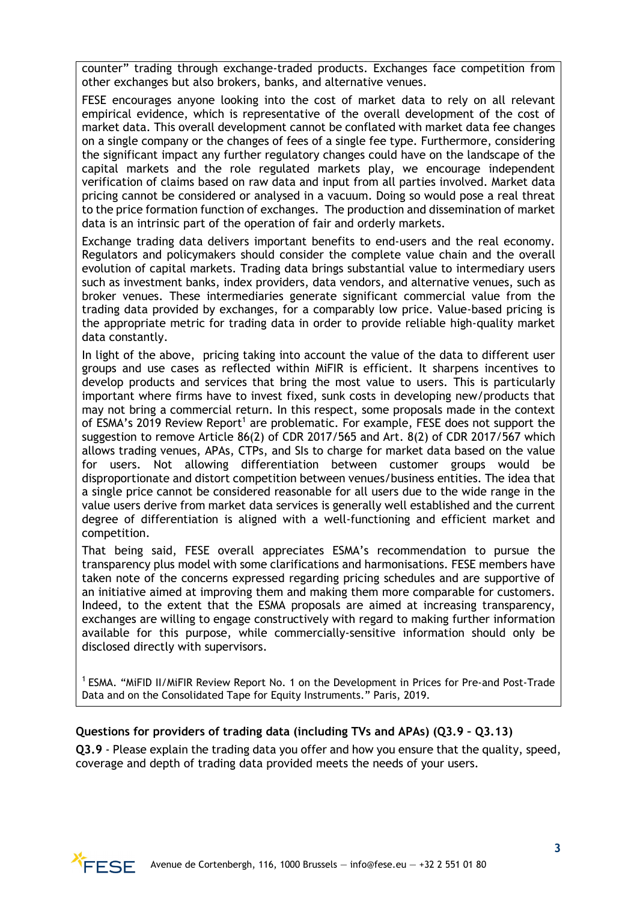counter" trading through exchange-traded products. Exchanges face competition from other exchanges but also brokers, banks, and alternative venues.

FESE encourages anyone looking into the cost of market data to rely on all relevant empirical evidence, which is representative of the overall development of the cost of market data. This overall development cannot be conflated with market data fee changes on a single company or the changes of fees of a single fee type. Furthermore, considering the significant impact any further regulatory changes could have on the landscape of the capital markets and the role regulated markets play, we encourage independent verification of claims based on raw data and input from all parties involved. Market data pricing cannot be considered or analysed in a vacuum. Doing so would pose a real threat to the price formation function of exchanges. The production and dissemination of market data is an intrinsic part of the operation of fair and orderly markets.

Exchange trading data delivers important benefits to end-users and the real economy. Regulators and policymakers should consider the complete value chain and the overall evolution of capital markets. Trading data brings substantial value to intermediary users such as investment banks, index providers, data vendors, and alternative venues, such as broker venues. These intermediaries generate significant commercial value from the trading data provided by exchanges, for a comparably low price. Value-based pricing is the appropriate metric for trading data in order to provide reliable high-quality market data constantly.

In light of the above, pricing taking into account the value of the data to different user groups and use cases as reflected within MiFIR is efficient. It sharpens incentives to develop products and services that bring the most value to users. This is particularly important where firms have to invest fixed, sunk costs in developing new/products that may not bring a commercial return. In this respect, some proposals made in the context of ESMA's 2019 Review Report[1] are problematic. For example, FESE does not support the suggestion to remove Article 86(2) of CDR 2017/565 and Art. 8(2) of CDR 2017/567 which allows trading venues, APAs, CTPs, and SIs to charge for market data based on the value for users. Not allowing differentiation between customer groups would be disproportionate and distort competition between venues/business entities. The idea that a single price cannot be considered reasonable for all users due to the wide range in the value users derive from market data services is generally well established and the current degree of differentiation is aligned with a well-functioning and efficient market and competition.

That being said, FESE overall appreciates ESMA's recommendation to pursue the transparency plus model with some clarifications and harmonisations. FESE members have taken note of the concerns expressed regarding pricing schedules and are supportive of an initiative aimed at improving them and making them more comparable for customers. Indeed, to the extent that the ESMA proposals are aimed at increasing transparency, exchanges are willing to engage constructively with regard to making further information available for this purpose, while commercially-sensitive information should only be disclosed directly with supervisors.

[1] ESMA. "MiFID II/MiFIR Review Report No. 1 on the Development in Prices for Pre-and Post-Trade Data and on the Consolidated Tape for Equity Instruments." Paris, 2019.

### Questions for providers of trading data (including TVs and APAs) (Q3.9 – Q3.13)

**Q3.9** - Please explain the trading data you offer and how you ensure that the quality, speed, coverage and depth of trading data provided meets the needs of your users.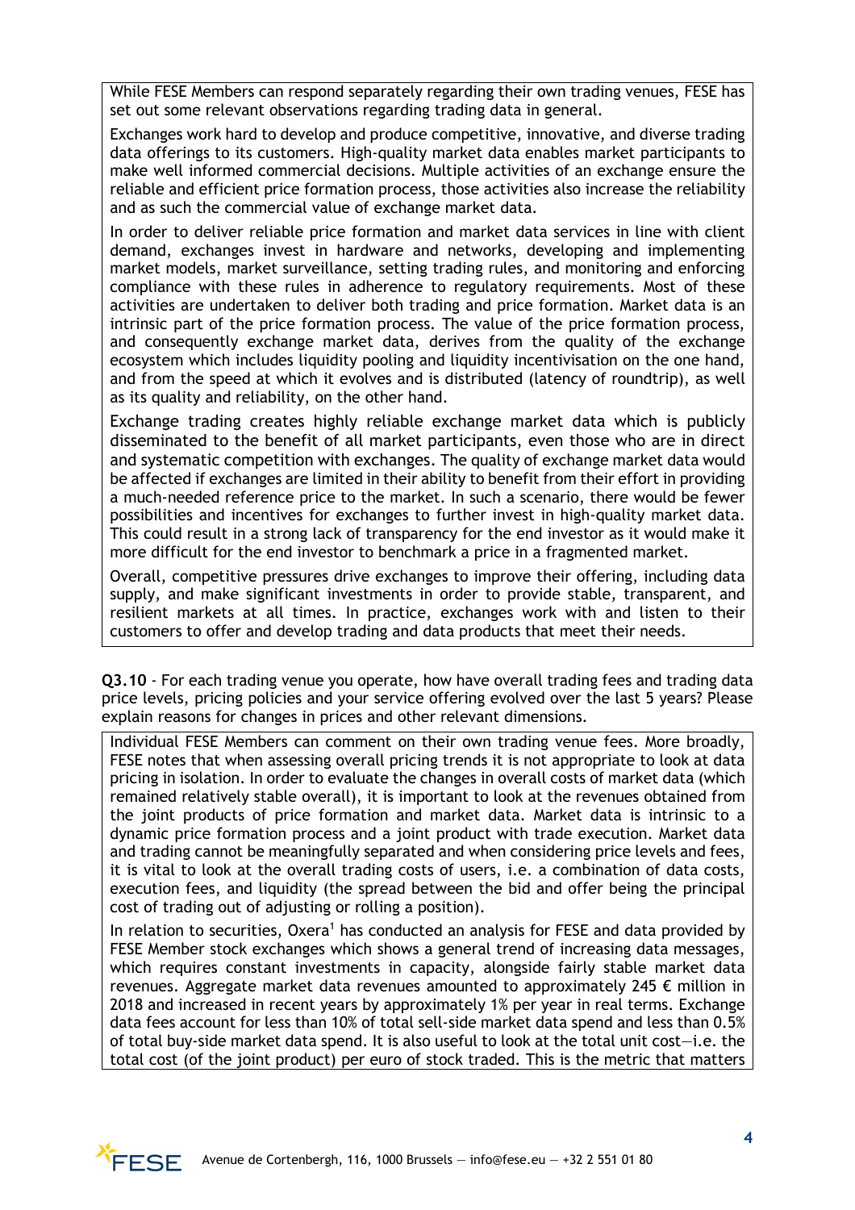While FESE Members can respond separately regarding their own trading venues, FESE has set out some relevant observations regarding trading data in general.

Exchanges work hard to develop and produce competitive, innovative, and diverse trading data offerings to its customers. High-quality market data enables market participants to make well informed commercial decisions. Multiple activities of an exchange ensure the reliable and efficient price formation process, those activities also increase the reliability and as such the commercial value of exchange market data.

In order to deliver reliable price formation and market data services in line with client demand, exchanges invest in hardware and networks, developing and implementing market models, market surveillance, setting trading rules, and monitoring and enforcing compliance with these rules in adherence to regulatory requirements. Most of these activities are undertaken to deliver both trading and price formation. Market data is an intrinsic part of the price formation process. The value of the price formation process, and consequently exchange market data, derives from the quality of the exchange ecosystem which includes liquidity pooling and liquidity incentivisation on the one hand, and from the speed at which it evolves and is distributed (latency of roundtrip), as well as its quality and reliability, on the other hand.

Exchange trading creates highly reliable exchange market data which is publicly disseminated to the benefit of all market participants, even those who are in direct and systematic competition with exchanges. The quality of exchange market data would be affected if exchanges are limited in their ability to benefit from their effort in providing a much-needed reference price to the market. In such a scenario, there would be fewer possibilities and incentives for exchanges to further invest in high-quality market data. This could result in a strong lack of transparency for the end investor as it would make it more difficult for the end investor to benchmark a price in a fragmented market.

Overall, competitive pressures drive exchanges to improve their offering, including data supply, and make significant investments in order to provide stable, transparent, and resilient markets at all times. In practice, exchanges work with and listen to their customers to offer and develop trading and data products that meet their needs.

**Q3.10** - For each trading venue you operate, how have overall trading fees and trading data price levels, pricing policies and your service offering evolved over the last 5 years? Please explain reasons for changes in prices and other relevant dimensions.

Individual FESE Members can comment on their own trading venue fees. More broadly, FESE notes that when assessing overall pricing trends it is not appropriate to look at data pricing in isolation. In order to evaluate the changes in overall costs of market data (which remained relatively stable overall), it is important to look at the revenues obtained from the joint products of price formation and market data. Market data is intrinsic to a dynamic price formation process and a joint product with trade execution. Market data and trading cannot be meaningfully separated and when considering price levels and fees, it is vital to look at the overall trading costs of users, i.e. a combination of data costs, execution fees, and liquidity (the spread between the bid and offer being the principal cost of trading out of adjusting or rolling a position).

In relation to securities, Oxera[1] has conducted an analysis for FESE and data provided by FESE Member stock exchanges which shows a general trend of increasing data messages, which requires constant investments in capacity, alongside fairly stable market data revenues. Aggregate market data revenues amounted to approximately 245 € million in 2018 and increased in recent years by approximately 1% per year in real terms. Exchange data fees account for less than 10% of total sell-side market data spend and less than 0.5% of total buy-side market data spend. It is also useful to look at the total unit cost—i.e. the total cost (of the joint product) per euro of stock traded. This is the metric that matters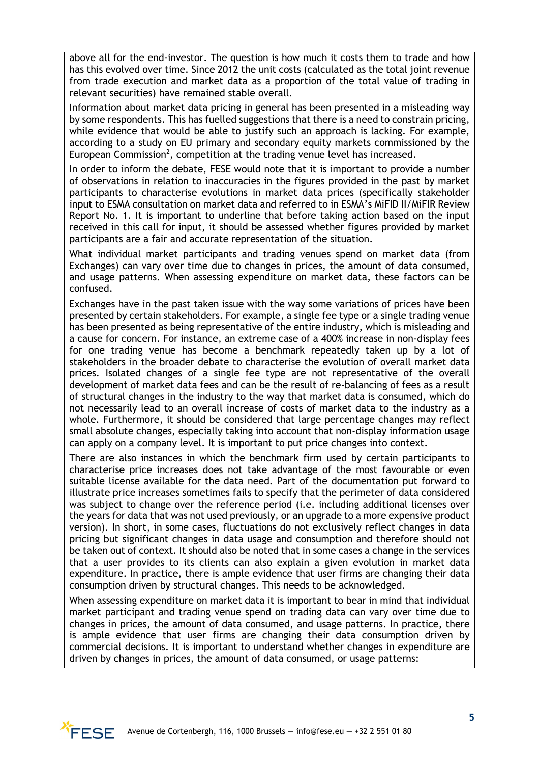above all for the end-investor. The question is how much it costs them to trade and how has this evolved over time. Since 2012 the unit costs (calculated as the total joint revenue from trade execution and market data as a proportion of the total value of trading in relevant securities) have remained stable overall.

Information about market data pricing in general has been presented in a misleading way by some respondents. This has fuelled suggestions that there is a need to constrain pricing, while evidence that would be able to justify such an approach is lacking. For example, according to a study on EU primary and secondary equity markets commissioned by the European Commission[2], competition at the trading venue level has increased.

In order to inform the debate, FESE would note that it is important to provide a number of observations in relation to inaccuracies in the figures provided in the past by market participants to characterise evolutions in market data prices (specifically stakeholder input to ESMA consultation on market data and referred to in ESMA's MiFID II/MiFIR Review Report No. 1. It is important to underline that before taking action based on the input received in this call for input, it should be assessed whether figures provided by market participants are a fair and accurate representation of the situation.

What individual market participants and trading venues spend on market data (from Exchanges) can vary over time due to changes in prices, the amount of data consumed, and usage patterns. When assessing expenditure on market data, these factors can be confused.

Exchanges have in the past taken issue with the way some variations of prices have been presented by certain stakeholders. For example, a single fee type or a single trading venue has been presented as being representative of the entire industry, which is misleading and a cause for concern. For instance, an extreme case of a 400% increase in non-display fees for one trading venue has become a benchmark repeatedly taken up by a lot of stakeholders in the broader debate to characterise the evolution of overall market data prices. Isolated changes of a single fee type are not representative of the overall development of market data fees and can be the result of re-balancing of fees as a result of structural changes in the industry to the way that market data is consumed, which do not necessarily lead to an overall increase of costs of market data to the industry as a whole. Furthermore, it should be considered that large percentage changes may reflect small absolute changes, especially taking into account that non-display information usage can apply on a company level. It is important to put price changes into context.

There are also instances in which the benchmark firm used by certain participants to characterise price increases does not take advantage of the most favourable or even suitable license available for the data need. Part of the documentation put forward to illustrate price increases sometimes fails to specify that the perimeter of data considered was subject to change over the reference period (i.e. including additional licenses over the years for data that was not used previously, or an upgrade to a more expensive product version). In short, in some cases, fluctuations do not exclusively reflect changes in data pricing but significant changes in data usage and consumption and therefore should not be taken out of context. It should also be noted that in some cases a change in the services that a user provides to its clients can also explain a given evolution in market data expenditure. In practice, there is ample evidence that user firms are changing their data consumption driven by structural changes. This needs to be acknowledged.

When assessing expenditure on market data it is important to bear in mind that individual market participant and trading venue spend on trading data can vary over time due to changes in prices, the amount of data consumed, and usage patterns. In practice, there is ample evidence that user firms are changing their data consumption driven by commercial decisions. It is important to understand whether changes in expenditure are driven by changes in prices, the amount of data consumed, or usage patterns: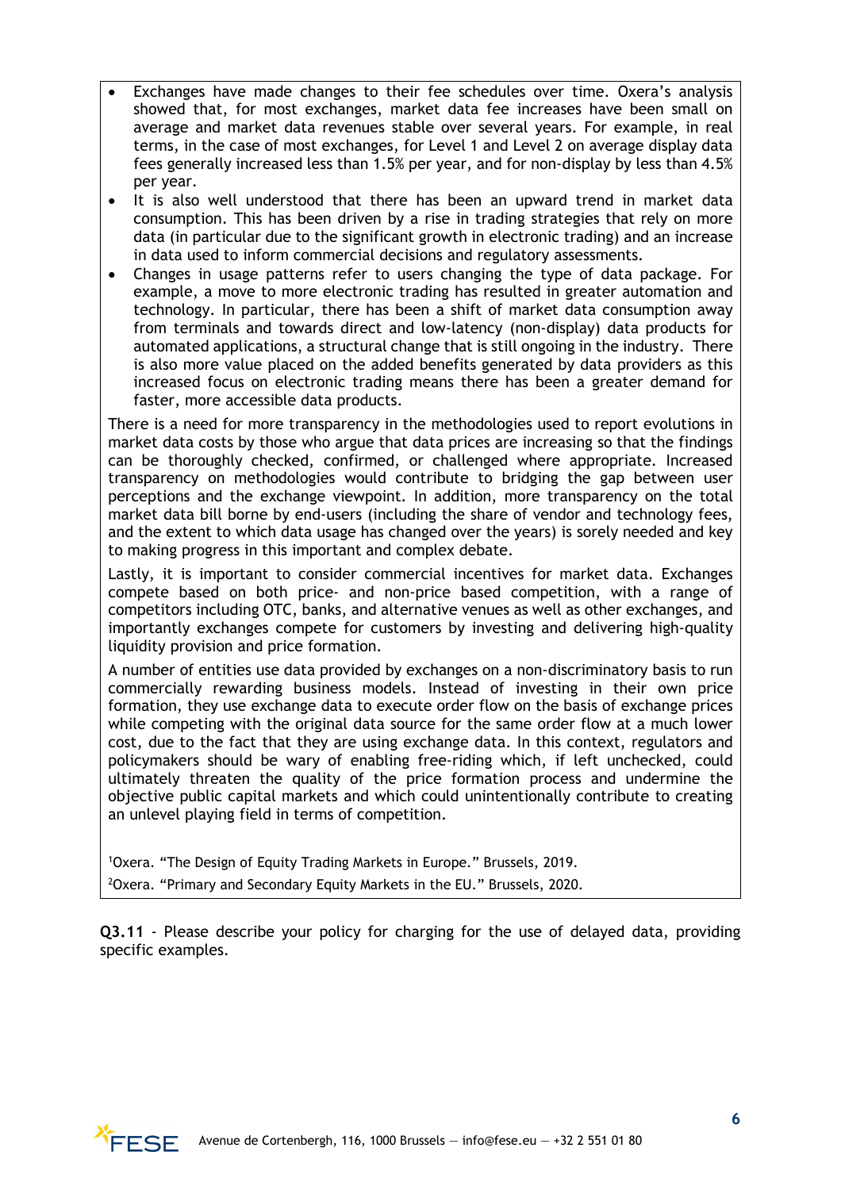- Exchanges have made changes to their fee schedules over time. Oxera's analysis showed that, for most exchanges, market data fee increases have been small on average and market data revenues stable over several years. For example, in real terms, in the case of most exchanges, for Level 1 and Level 2 on average display data fees generally increased less than 1.5% per year, and for non-display by less than 4.5% per year.
- It is also well understood that there has been an upward trend in market data consumption. This has been driven by a rise in trading strategies that rely on more data (in particular due to the significant growth in electronic trading) and an increase in data used to inform commercial decisions and regulatory assessments.
- Changes in usage patterns refer to users changing the type of data package. For example, a move to more electronic trading has resulted in greater automation and technology. In particular, there has been a shift of market data consumption away from terminals and towards direct and low-latency (non-display) data products for automated applications, a structural change that is still ongoing in the industry. There is also more value placed on the added benefits generated by data providers as this increased focus on electronic trading means there has been a greater demand for faster, more accessible data products.

There is a need for more transparency in the methodologies used to report evolutions in market data costs by those who argue that data prices are increasing so that the findings can be thoroughly checked, confirmed, or challenged where appropriate. Increased transparency on methodologies would contribute to bridging the gap between user perceptions and the exchange viewpoint. In addition, more transparency on the total market data bill borne by end-users (including the share of vendor and technology fees, and the extent to which data usage has changed over the years) is sorely needed and key to making progress in this important and complex debate.

Lastly, it is important to consider commercial incentives for market data. Exchanges compete based on both price- and non-price based competition, with a range of competitors including OTC, banks, and alternative venues as well as other exchanges, and importantly exchanges compete for customers by investing and delivering high-quality liquidity provision and price formation.

A number of entities use data provided by exchanges on a non-discriminatory basis to run commercially rewarding business models. Instead of investing in their own price formation, they use exchange data to execute order flow on the basis of exchange prices while competing with the original data source for the same order flow at a much lower cost, due to the fact that they are using exchange data. In this context, regulators and policymakers should be wary of enabling free-riding which, if left unchecked, could ultimately threaten the quality of the price formation process and undermine the objective public capital markets and which could unintentionally contribute to creating an unlevel playing field in terms of competition.

[1]Oxera. "The Design of Equity Trading Markets in Europe." Brussels, 2019.
[2]Oxera. "Primary and Secondary Equity Markets in the EU." Brussels, 2020.

**Q3.11** - Please describe your policy for charging for the use of delayed data, providing specific examples.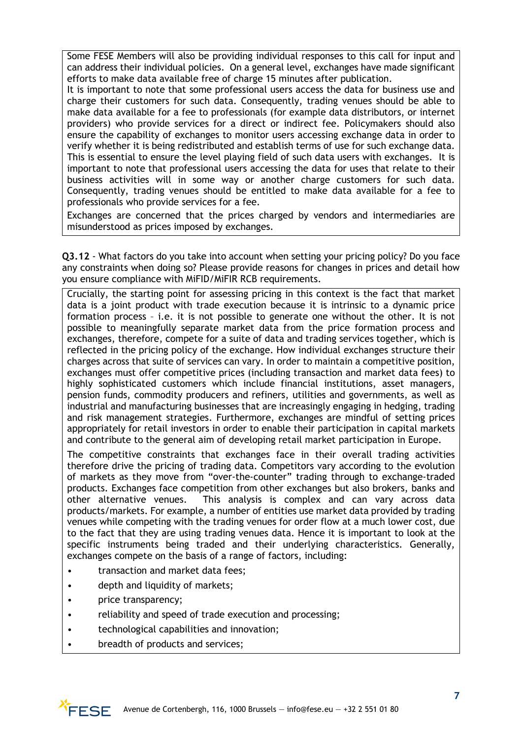Some FESE Members will also be providing individual responses to this call for input and can address their individual policies. On a general level, exchanges have made significant efforts to make data available free of charge 15 minutes after publication.

It is important to note that some professional users access the data for business use and charge their customers for such data. Consequently, trading venues should be able to make data available for a fee to professionals (for example data distributors, or internet providers) who provide services for a direct or indirect fee. Policymakers should also ensure the capability of exchanges to monitor users accessing exchange data in order to verify whether it is being redistributed and establish terms of use for such exchange data. This is essential to ensure the level playing field of such data users with exchanges. It is important to note that professional users accessing the data for uses that relate to their business activities will in some way or another charge customers for such data. Consequently, trading venues should be entitled to make data available for a fee to professionals who provide services for a fee.

Exchanges are concerned that the prices charged by vendors and intermediaries are misunderstood as prices imposed by exchanges.

**Q3.12** - What factors do you take into account when setting your pricing policy? Do you face any constraints when doing so? Please provide reasons for changes in prices and detail how you ensure compliance with MiFID/MiFIR RCB requirements.

Crucially, the starting point for assessing pricing in this context is the fact that market data is a joint product with trade execution because it is intrinsic to a dynamic price formation process – i.e. it is not possible to generate one without the other. It is not possible to meaningfully separate market data from the price formation process and exchanges, therefore, compete for a suite of data and trading services together, which is reflected in the pricing policy of the exchange. How individual exchanges structure their charges across that suite of services can vary. In order to maintain a competitive position, exchanges must offer competitive prices (including transaction and market data fees) to highly sophisticated customers which include financial institutions, asset managers, pension funds, commodity producers and refiners, utilities and governments, as well as industrial and manufacturing businesses that are increasingly engaging in hedging, trading and risk management strategies. Furthermore, exchanges are mindful of setting prices appropriately for retail investors in order to enable their participation in capital markets and contribute to the general aim of developing retail market participation in Europe.

The competitive constraints that exchanges face in their overall trading activities therefore drive the pricing of trading data. Competitors vary according to the evolution of markets as they move from "over-the-counter" trading through to exchange-traded products. Exchanges face competition from other exchanges but also brokers, banks and other alternative venues. This analysis is complex and can vary across data products/markets. For example, a number of entities use market data provided by trading venues while competing with the trading venues for order flow at a much lower cost, due to the fact that they are using trading venues data. Hence it is important to look at the specific instruments being traded and their underlying characteristics. Generally, exchanges compete on the basis of a range of factors, including:

- transaction and market data fees;
- depth and liquidity of markets;
- price transparency;
- reliability and speed of trade execution and processing;
- technological capabilities and innovation;
- breadth of products and services;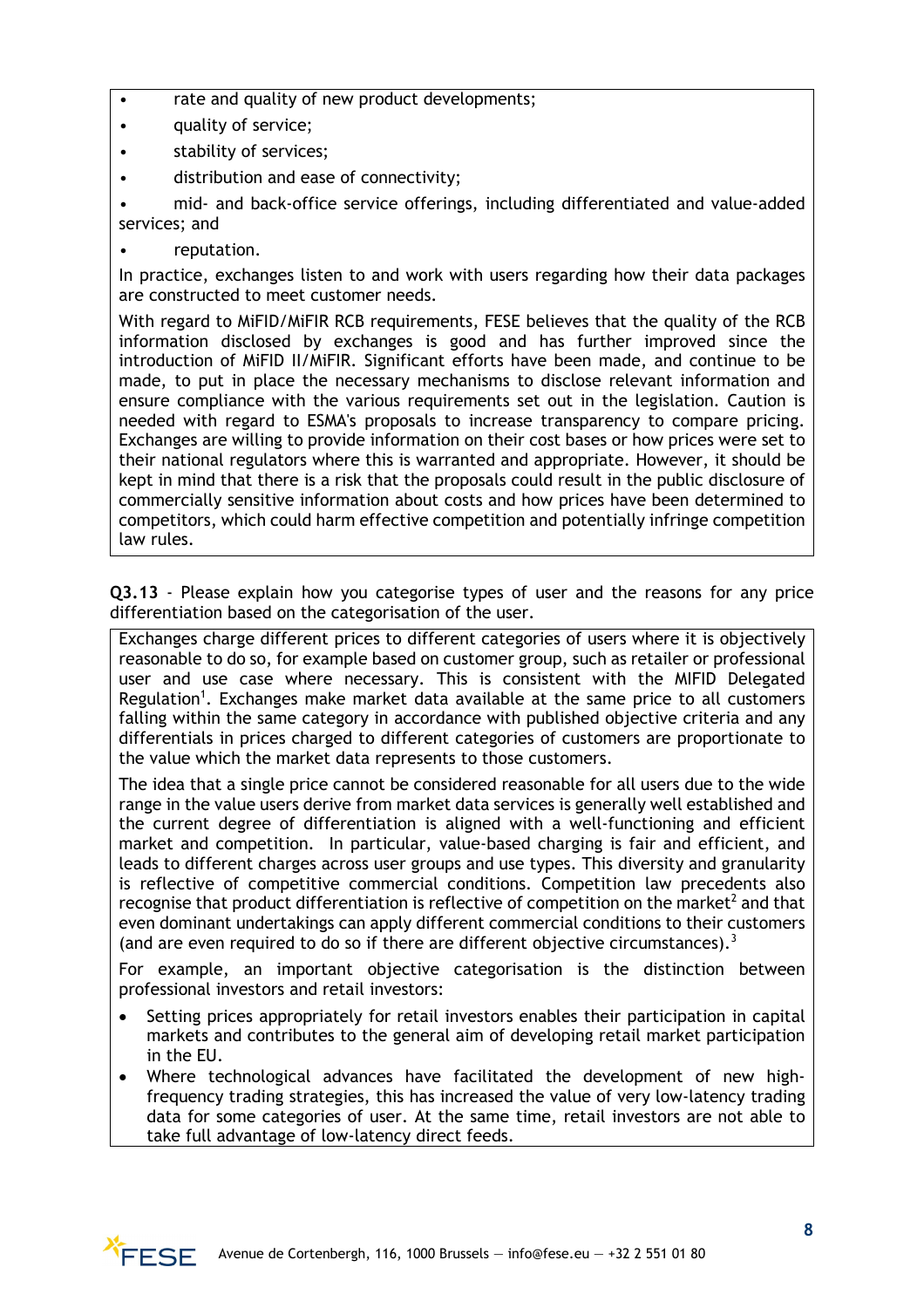- rate and quality of new product developments;
- quality of service;
- stability of services;
- distribution and ease of connectivity;
- mid- and back-office service offerings, including differentiated and value-added services; and
- reputation.

In practice, exchanges listen to and work with users regarding how their data packages are constructed to meet customer needs.

With regard to MiFID/MiFIR RCB requirements, FESE believes that the quality of the RCB information disclosed by exchanges is good and has further improved since the introduction of MiFID II/MiFIR. Significant efforts have been made, and continue to be made, to put in place the necessary mechanisms to disclose relevant information and ensure compliance with the various requirements set out in the legislation. Caution is needed with regard to ESMA's proposals to increase transparency to compare pricing. Exchanges are willing to provide information on their cost bases or how prices were set to their national regulators where this is warranted and appropriate. However, it should be kept in mind that there is a risk that the proposals could result in the public disclosure of commercially sensitive information about costs and how prices have been determined to competitors, which could harm effective competition and potentially infringe competition law rules.

**Q3.13** - Please explain how you categorise types of user and the reasons for any price differentiation based on the categorisation of the user.

Exchanges charge different prices to different categories of users where it is objectively reasonable to do so, for example based on customer group, such as retailer or professional user and use case where necessary. This is consistent with the MIFID Delegated Regulation[1]. Exchanges make market data available at the same price to all customers falling within the same category in accordance with published objective criteria and any differentials in prices charged to different categories of customers are proportionate to the value which the market data represents to those customers.

The idea that a single price cannot be considered reasonable for all users due to the wide range in the value users derive from market data services is generally well established and the current degree of differentiation is aligned with a well-functioning and efficient market and competition. In particular, value-based charging is fair and efficient, and leads to different charges across user groups and use types. This diversity and granularity is reflective of competitive commercial conditions. Competition law precedents also recognise that product differentiation is reflective of competition on the market[2] and that even dominant undertakings can apply different commercial conditions to their customers (and are even required to do so if there are different objective circumstances).[3]

For example, an important objective categorisation is the distinction between professional investors and retail investors:

- Setting prices appropriately for retail investors enables their participation in capital markets and contributes to the general aim of developing retail market participation in the EU.
- Where technological advances have facilitated the development of new high-frequency trading strategies, this has increased the value of very low-latency trading data for some categories of user. At the same time, retail investors are not able to take full advantage of low-latency direct feeds.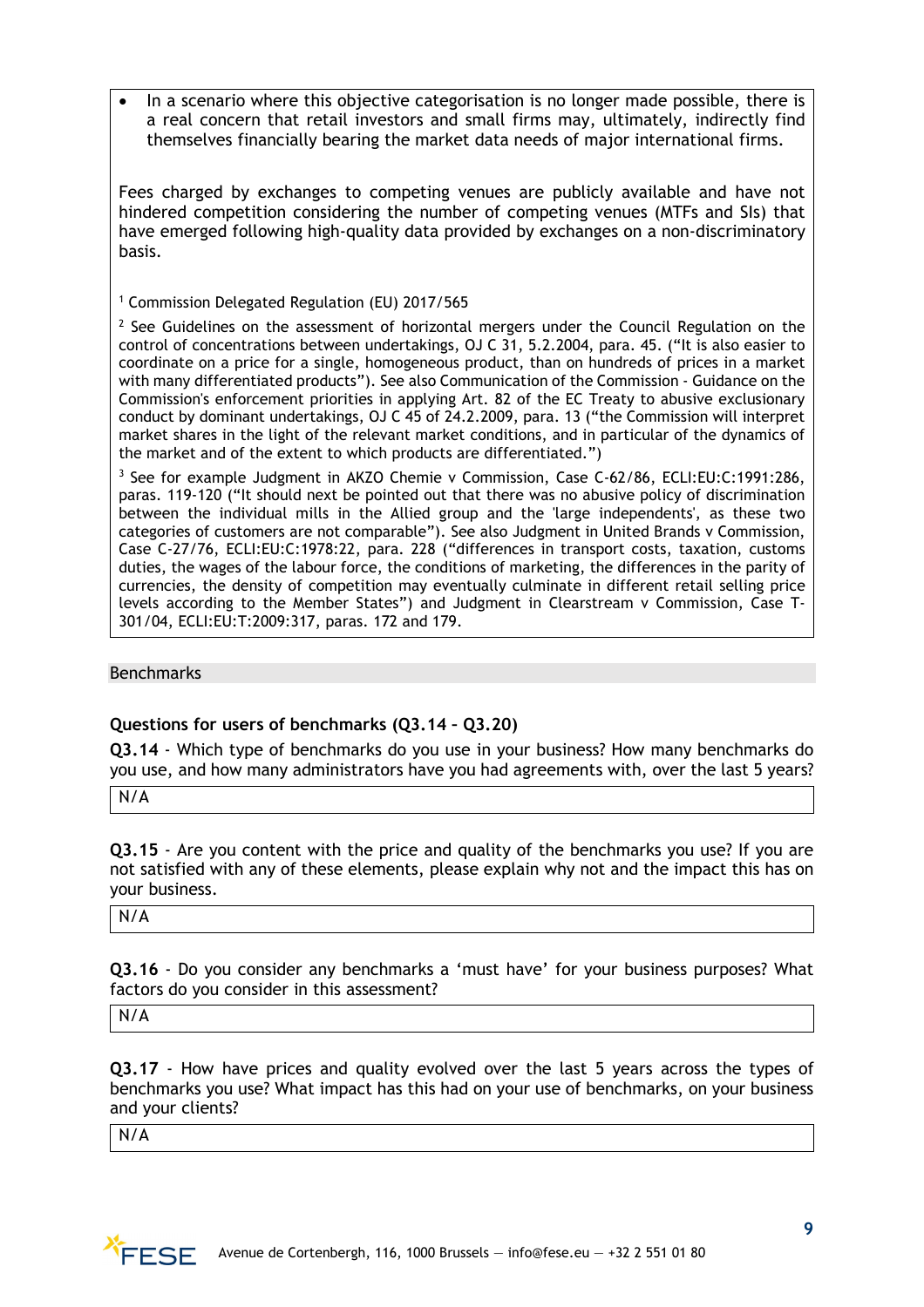- In a scenario where this objective categorisation is no longer made possible, there is a real concern that retail investors and small firms may, ultimately, indirectly find themselves financially bearing the market data needs of major international firms.

Fees charged by exchanges to competing venues are publicly available and have not hindered competition considering the number of competing venues (MTFs and SIs) that have emerged following high-quality data provided by exchanges on a non-discriminatory basis.

[1] Commission Delegated Regulation (EU) 2017/565

[2] See Guidelines on the assessment of horizontal mergers under the Council Regulation on the control of concentrations between undertakings, OJ C 31, 5.2.2004, para. 45. ("It is also easier to coordinate on a price for a single, homogeneous product, than on hundreds of prices in a market with many differentiated products"). See also Communication of the Commission - Guidance on the Commission's enforcement priorities in applying Art. 82 of the EC Treaty to abusive exclusionary conduct by dominant undertakings, OJ C 45 of 24.2.2009, para. 13 ("the Commission will interpret market shares in the light of the relevant market conditions, and in particular of the dynamics of the market and of the extent to which products are differentiated.")

[3] See for example Judgment in AKZO Chemie v Commission, Case C-62/86, ECLI:EU:C:1991:286, paras. 119-120 ("It should next be pointed out that there was no abusive policy of discrimination between the individual mills in the Allied group and the 'large independents', as these two categories of customers are not comparable"). See also Judgment in United Brands v Commission, Case C-27/76, ECLI:EU:C:1978:22, para. 228 ("differences in transport costs, taxation, customs duties, the wages of the labour force, the conditions of marketing, the differences in the parity of currencies, the density of competition may eventually culminate in different retail selling price levels according to the Member States") and Judgment in Clearstream v Commission, Case T-301/04, ECLI:EU:T:2009:317, paras. 172 and 179.

## Benchmarks

### Questions for users of benchmarks (Q3.14 – Q3.20)

**Q3.14** - Which type of benchmarks do you use in your business? How many benchmarks do you use, and how many administrators have you had agreements with, over the last 5 years?

N/A

**Q3.15** - Are you content with the price and quality of the benchmarks you use? If you are not satisfied with any of these elements, please explain why not and the impact this has on your business.

N/A

**Q3.16** - Do you consider any benchmarks a 'must have' for your business purposes? What factors do you consider in this assessment?

N/A

**Q3.17** - How have prices and quality evolved over the last 5 years across the types of benchmarks you use? What impact has this had on your use of benchmarks, on your business and your clients?

N/A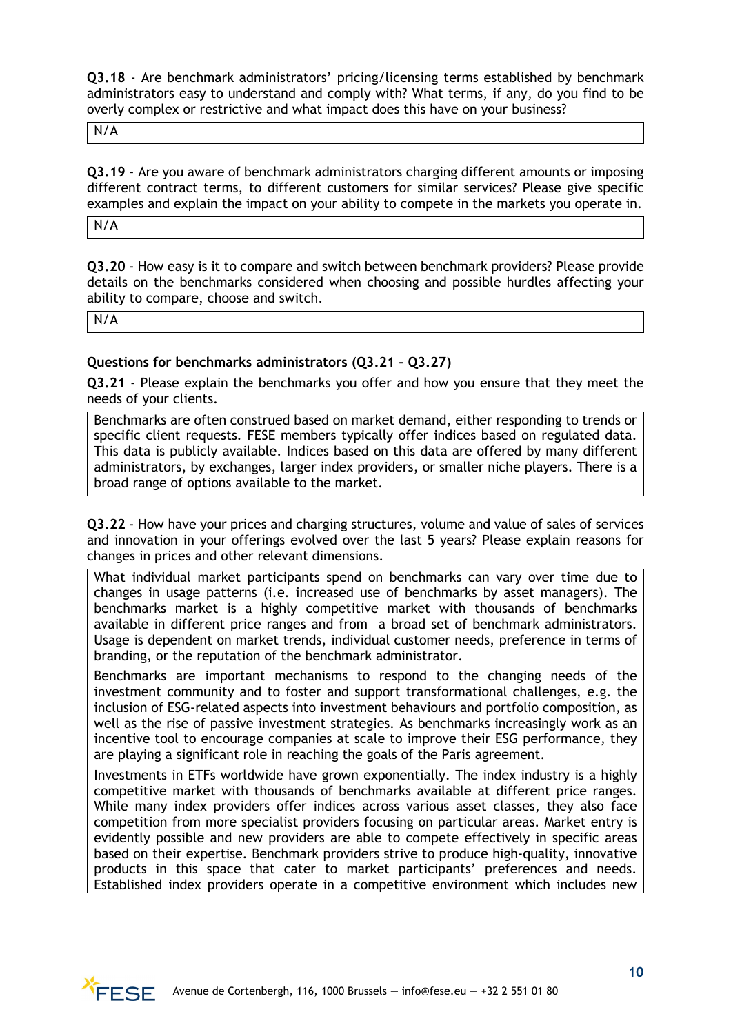**Q3.18** - Are benchmark administrators' pricing/licensing terms established by benchmark administrators easy to understand and comply with? What terms, if any, do you find to be overly complex or restrictive and what impact does this have on your business?

N/A

**Q3.19** - Are you aware of benchmark administrators charging different amounts or imposing different contract terms, to different customers for similar services? Please give specific examples and explain the impact on your ability to compete in the markets you operate in.

N/A

**Q3.20** - How easy is it to compare and switch between benchmark providers? Please provide details on the benchmarks considered when choosing and possible hurdles affecting your ability to compare, choose and switch.

N/A

### Questions for benchmarks administrators (Q3.21 – Q3.27)

**Q3.21** - Please explain the benchmarks you offer and how you ensure that they meet the needs of your clients.

Benchmarks are often construed based on market demand, either responding to trends or specific client requests. FESE members typically offer indices based on regulated data. This data is publicly available. Indices based on this data are offered by many different administrators, by exchanges, larger index providers, or smaller niche players. There is a broad range of options available to the market.

**Q3.22** - How have your prices and charging structures, volume and value of sales of services and innovation in your offerings evolved over the last 5 years? Please explain reasons for changes in prices and other relevant dimensions.

What individual market participants spend on benchmarks can vary over time due to changes in usage patterns (i.e. increased use of benchmarks by asset managers). The benchmarks market is a highly competitive market with thousands of benchmarks available in different price ranges and from a broad set of benchmark administrators. Usage is dependent on market trends, individual customer needs, preference in terms of branding, or the reputation of the benchmark administrator.

Benchmarks are important mechanisms to respond to the changing needs of the investment community and to foster and support transformational challenges, e.g. the inclusion of ESG-related aspects into investment behaviours and portfolio composition, as well as the rise of passive investment strategies. As benchmarks increasingly work as an incentive tool to encourage companies at scale to improve their ESG performance, they are playing a significant role in reaching the goals of the Paris agreement.

Investments in ETFs worldwide have grown exponentially. The index industry is a highly competitive market with thousands of benchmarks available at different price ranges. While many index providers offer indices across various asset classes, they also face competition from more specialist providers focusing on particular areas. Market entry is evidently possible and new providers are able to compete effectively in specific areas based on their expertise. Benchmark providers strive to produce high-quality, innovative products in this space that cater to market participants' preferences and needs. Established index providers operate in a competitive environment which includes new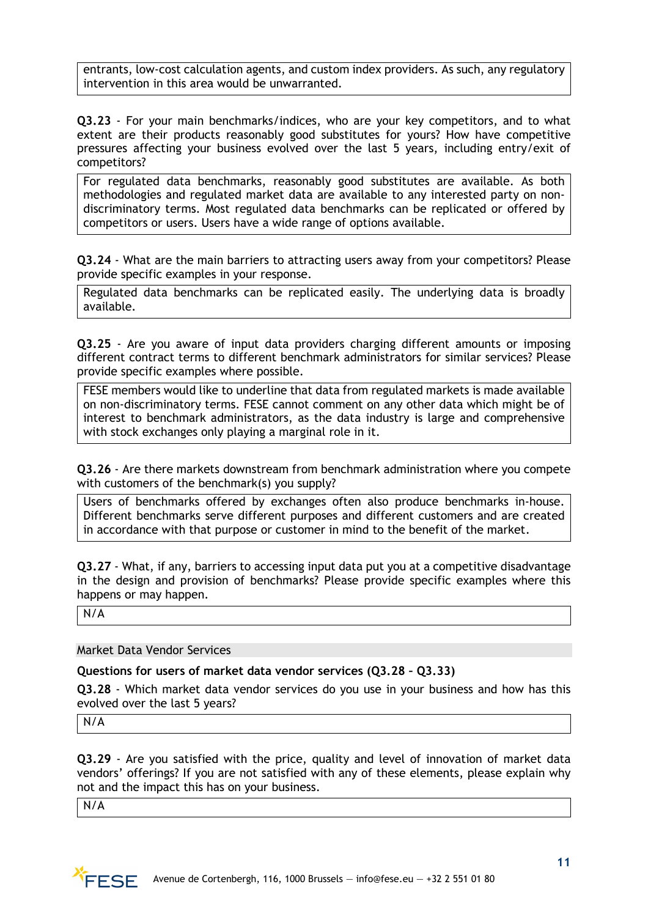entrants, low-cost calculation agents, and custom index providers. As such, any regulatory intervention in this area would be unwarranted.

**Q3.23** - For your main benchmarks/indices, who are your key competitors, and to what extent are their products reasonably good substitutes for yours? How have competitive pressures affecting your business evolved over the last 5 years, including entry/exit of competitors?

For regulated data benchmarks, reasonably good substitutes are available. As both methodologies and regulated market data are available to any interested party on non-discriminatory terms. Most regulated data benchmarks can be replicated or offered by competitors or users. Users have a wide range of options available.

**Q3.24** - What are the main barriers to attracting users away from your competitors? Please provide specific examples in your response.

Regulated data benchmarks can be replicated easily. The underlying data is broadly available.

**Q3.25** - Are you aware of input data providers charging different amounts or imposing different contract terms to different benchmark administrators for similar services? Please provide specific examples where possible.

FESE members would like to underline that data from regulated markets is made available on non-discriminatory terms. FESE cannot comment on any other data which might be of interest to benchmark administrators, as the data industry is large and comprehensive with stock exchanges only playing a marginal role in it.

**Q3.26** - Are there markets downstream from benchmark administration where you compete with customers of the benchmark(s) you supply?

Users of benchmarks offered by exchanges often also produce benchmarks in-house. Different benchmarks serve different purposes and different customers and are created in accordance with that purpose or customer in mind to the benefit of the market.

**Q3.27** - What, if any, barriers to accessing input data put you at a competitive disadvantage in the design and provision of benchmarks? Please provide specific examples where this happens or may happen.

N/A

## Market Data Vendor Services

**Questions for users of market data vendor services (Q3.28 – Q3.33)**

**Q3.28** - Which market data vendor services do you use in your business and how has this evolved over the last 5 years?

N/A

**Q3.29** - Are you satisfied with the price, quality and level of innovation of market data vendors' offerings? If you are not satisfied with any of these elements, please explain why not and the impact this has on your business.

N/A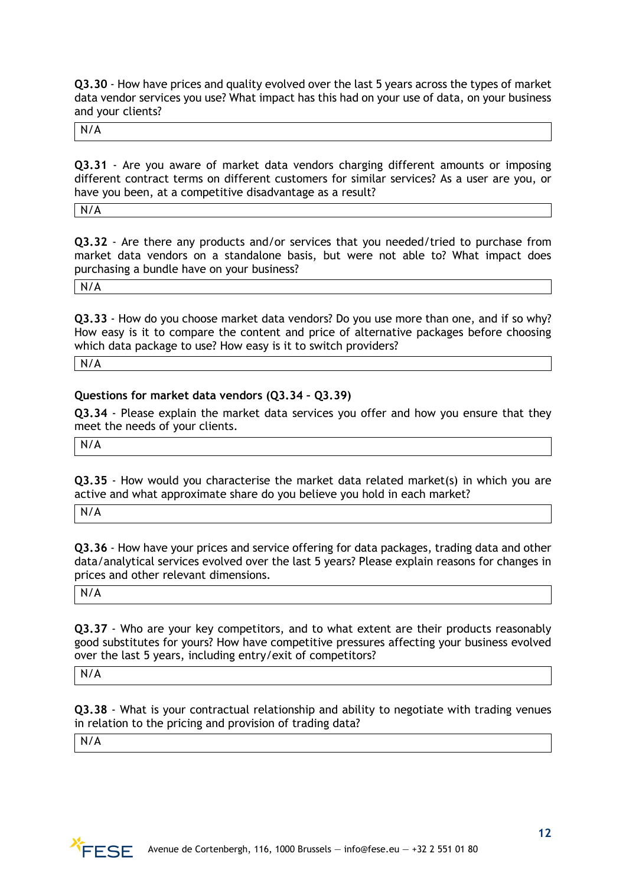**Q3.30** - How have prices and quality evolved over the last 5 years across the types of market data vendor services you use? What impact has this had on your use of data, on your business and your clients?

| N/A |
|---|

**Q3.31** - Are you aware of market data vendors charging different amounts or imposing different contract terms on different customers for similar services? As a user are you, or have you been, at a competitive disadvantage as a result?

| N/A |
|---|

**Q3.32** - Are there any products and/or services that you needed/tried to purchase from market data vendors on a standalone basis, but were not able to? What impact does purchasing a bundle have on your business?

| N/A |
|---|

**Q3.33** - How do you choose market data vendors? Do you use more than one, and if so why? How easy is it to compare the content and price of alternative packages before choosing which data package to use? How easy is it to switch providers?

| N/A |
|---|

**Questions for market data vendors (Q3.34 – Q3.39)**

**Q3.34** - Please explain the market data services you offer and how you ensure that they meet the needs of your clients.

| N/A |
|---|

**Q3.35** - How would you characterise the market data related market(s) in which you are active and what approximate share do you believe you hold in each market?

| N/A |
|---|

**Q3.36** - How have your prices and service offering for data packages, trading data and other data/analytical services evolved over the last 5 years? Please explain reasons for changes in prices and other relevant dimensions.

| N/A |
|---|

**Q3.37** - Who are your key competitors, and to what extent are their products reasonably good substitutes for yours? How have competitive pressures affecting your business evolved over the last 5 years, including entry/exit of competitors?

| N/A |
|---|

**Q3.38** - What is your contractual relationship and ability to negotiate with trading venues in relation to the pricing and provision of trading data?

| N/A |
|---|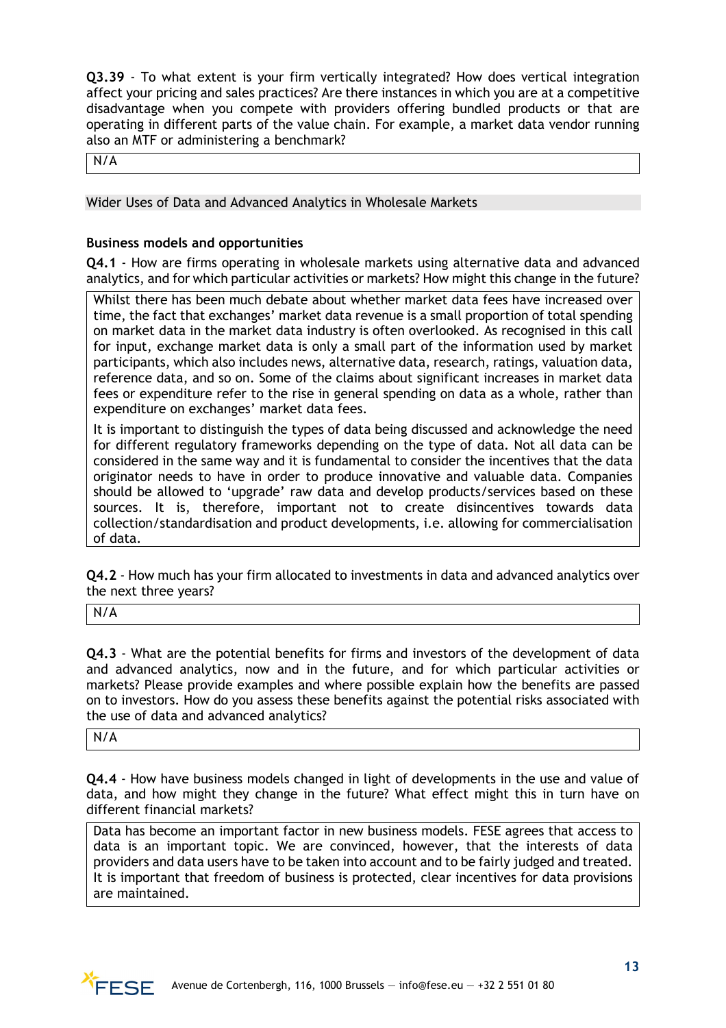**Q3.39** - To what extent is your firm vertically integrated? How does vertical integration affect your pricing and sales practices? Are there instances in which you are at a competitive disadvantage when you compete with providers offering bundled products or that are operating in different parts of the value chain. For example, a market data vendor running also an MTF or administering a benchmark?

N/A

## Wider Uses of Data and Advanced Analytics in Wholesale Markets

### Business models and opportunities

**Q4.1** - How are firms operating in wholesale markets using alternative data and advanced analytics, and for which particular activities or markets? How might this change in the future?

Whilst there has been much debate about whether market data fees have increased over time, the fact that exchanges' market data revenue is a small proportion of total spending on market data in the market data industry is often overlooked. As recognised in this call for input, exchange market data is only a small part of the information used by market participants, which also includes news, alternative data, research, ratings, valuation data, reference data, and so on. Some of the claims about significant increases in market data fees or expenditure refer to the rise in general spending on data as a whole, rather than expenditure on exchanges' market data fees.

It is important to distinguish the types of data being discussed and acknowledge the need for different regulatory frameworks depending on the type of data. Not all data can be considered in the same way and it is fundamental to consider the incentives that the data originator needs to have in order to produce innovative and valuable data. Companies should be allowed to 'upgrade' raw data and develop products/services based on these sources. It is, therefore, important not to create disincentives towards data collection/standardisation and product developments, i.e. allowing for commercialisation of data.

**Q4.2** - How much has your firm allocated to investments in data and advanced analytics over the next three years?

N/A

**Q4.3** - What are the potential benefits for firms and investors of the development of data and advanced analytics, now and in the future, and for which particular activities or markets? Please provide examples and where possible explain how the benefits are passed on to investors. How do you assess these benefits against the potential risks associated with the use of data and advanced analytics?

N/A

**Q4.4** - How have business models changed in light of developments in the use and value of data, and how might they change in the future? What effect might this in turn have on different financial markets?

Data has become an important factor in new business models. FESE agrees that access to data is an important topic. We are convinced, however, that the interests of data providers and data users have to be taken into account and to be fairly judged and treated. It is important that freedom of business is protected, clear incentives for data provisions are maintained.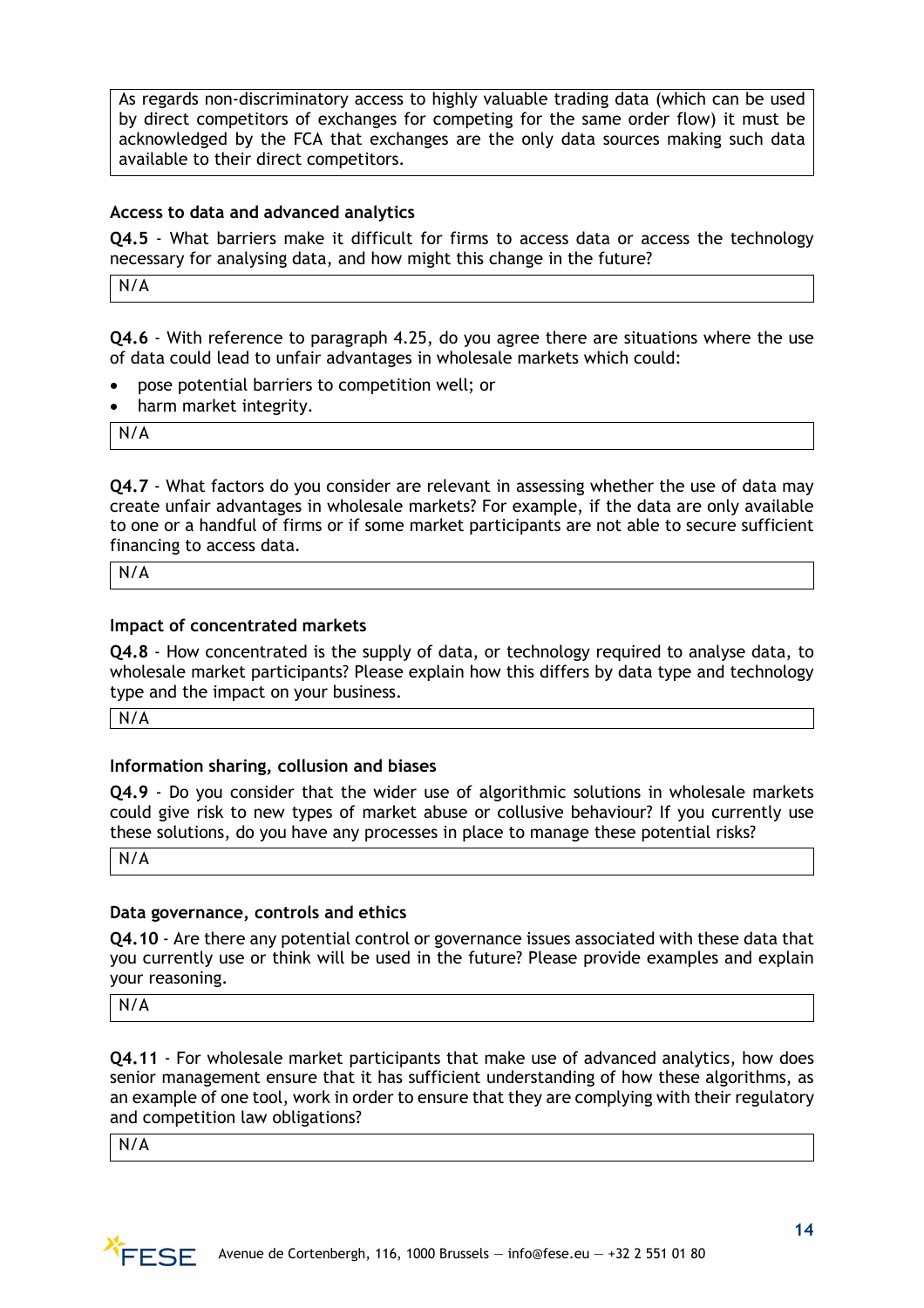As regards non-discriminatory access to highly valuable trading data (which can be used by direct competitors of exchanges for competing for the same order flow) it must be acknowledged by the FCA that exchanges are the only data sources making such data available to their direct competitors.

**Access to data and advanced analytics**

**Q4.5** - What barriers make it difficult for firms to access data or access the technology necessary for analysing data, and how might this change in the future?

N/A

**Q4.6** - With reference to paragraph 4.25, do you agree there are situations where the use of data could lead to unfair advantages in wholesale markets which could:

- pose potential barriers to competition well; or
- harm market integrity.

N/A

**Q4.7** - What factors do you consider are relevant in assessing whether the use of data may create unfair advantages in wholesale markets? For example, if the data are only available to one or a handful of firms or if some market participants are not able to secure sufficient financing to access data.

N/A

**Impact of concentrated markets**

**Q4.8** - How concentrated is the supply of data, or technology required to analyse data, to wholesale market participants? Please explain how this differs by data type and technology type and the impact on your business.

N/A

**Information sharing, collusion and biases**

**Q4.9** - Do you consider that the wider use of algorithmic solutions in wholesale markets could give risk to new types of market abuse or collusive behaviour? If you currently use these solutions, do you have any processes in place to manage these potential risks?

N/A

**Data governance, controls and ethics**

**Q4.10** - Are there any potential control or governance issues associated with these data that you currently use or think will be used in the future? Please provide examples and explain your reasoning.

N/A

**Q4.11** - For wholesale market participants that make use of advanced analytics, how does senior management ensure that it has sufficient understanding of how these algorithms, as an example of one tool, work in order to ensure that they are complying with their regulatory and competition law obligations?

N/A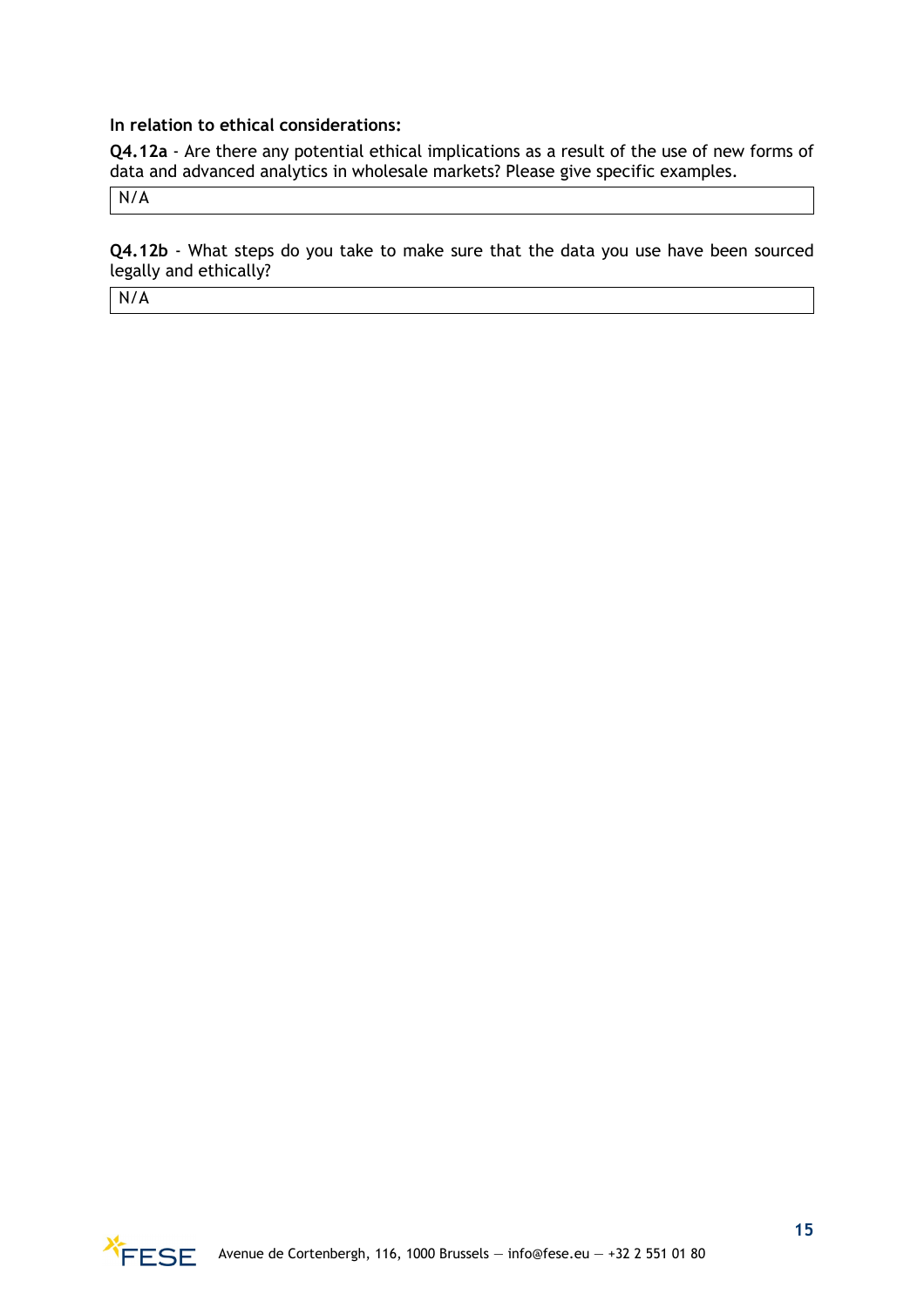**In relation to ethical considerations:**

**Q4.12a** - Are there any potential ethical implications as a result of the use of new forms of data and advanced analytics in wholesale markets? Please give specific examples.

| |
|---|
| N/A |

**Q4.12b** - What steps do you take to make sure that the data you use have been sourced legally and ethically?

| |
|---|
| N/A |